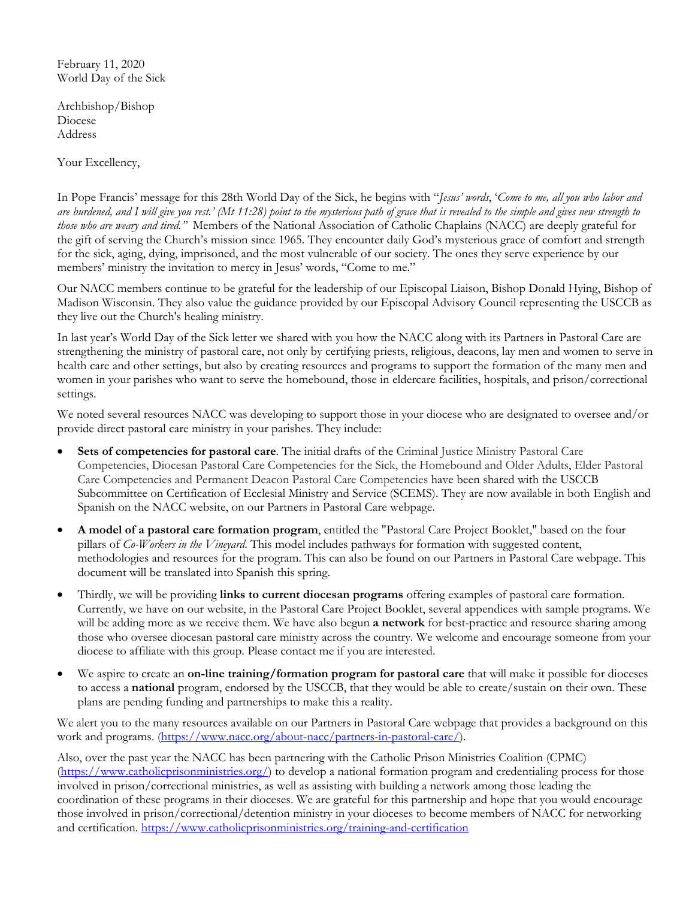February 11, 2020
World Day of the Sick

Archbishop/Bishop
Diocese
Address

Your Excellency,

In Pope Francis' message for this 28th World Day of the Sick, he begins with "*Jesus' words*, '*Come to me, all you who labor and are burdened, and I will give you rest.' (Mt 11:28) point to the mysterious path of grace that is revealed to the simple and gives new strength to those who are weary and tired.*" Members of the National Association of Catholic Chaplains (NACC) are deeply grateful for the gift of serving the Church's mission since 1965. They encounter daily God's mysterious grace of comfort and strength for the sick, aging, dying, imprisoned, and the most vulnerable of our society. The ones they serve experience by our members' ministry the invitation to mercy in Jesus' words, "Come to me."

Our NACC members continue to be grateful for the leadership of our Episcopal Liaison, Bishop Donald Hying, Bishop of Madison Wisconsin. They also value the guidance provided by our Episcopal Advisory Council representing the USCCB as they live out the Church's healing ministry.

In last year's World Day of the Sick letter we shared with you how the NACC along with its Partners in Pastoral Care are strengthening the ministry of pastoral care, not only by certifying priests, religious, deacons, lay men and women to serve in health care and other settings, but also by creating resources and programs to support the formation of the many men and women in your parishes who want to serve the homebound, those in eldercare facilities, hospitals, and prison/correctional settings.

We noted several resources NACC was developing to support those in your diocese who are designated to oversee and/or provide direct pastoral care ministry in your parishes. They include:

- **Sets of competencies for pastoral care**. The initial drafts of the Criminal Justice Ministry Pastoral Care Competencies, Diocesan Pastoral Care Competencies for the Sick, the Homebound and Older Adults, Elder Pastoral Care Competencies and Permanent Deacon Pastoral Care Competencies have been shared with the USCCB Subcommittee on Certification of Ecclesial Ministry and Service (SCEMS). They are now available in both English and Spanish on the NACC website, on our Partners in Pastoral Care webpage.
- **A model of a pastoral care formation program**, entitled the "Pastoral Care Project Booklet," based on the four pillars of *Co-Workers in the Vineyard*. This model includes pathways for formation with suggested content, methodologies and resources for the program. This can also be found on our Partners in Pastoral Care webpage. This document will be translated into Spanish this spring.
- Thirdly, we will be providing **links to current diocesan programs** offering examples of pastoral care formation. Currently, we have on our website, in the Pastoral Care Project Booklet, several appendices with sample programs. We will be adding more as we receive them. We have also begun **a network** for best-practice and resource sharing among those who oversee diocesan pastoral care ministry across the country. We welcome and encourage someone from your diocese to affiliate with this group. Please contact me if you are interested.
- We aspire to create an **on-line training/formation program for pastoral care** that will make it possible for dioceses to access a **national** program, endorsed by the USCCB, that they would be able to create/sustain on their own. These plans are pending funding and partnerships to make this a reality.

We alert you to the many resources available on our Partners in Pastoral Care webpage that provides a background on this work and programs. (https://www.nacc.org/about-nacc/partners-in-pastoral-care/).

Also, over the past year the NACC has been partnering with the Catholic Prison Ministries Coalition (CPMC) (https://www.catholicprisonministries.org/) to develop a national formation program and credentialing process for those involved in prison/correctional ministries, as well as assisting with building a network among those leading the coordination of these programs in their dioceses. We are grateful for this partnership and hope that you would encourage those involved in prison/correctional/detention ministry in your dioceses to become members of NACC for networking and certification. https://www.catholicprisonministries.org/training-and-certification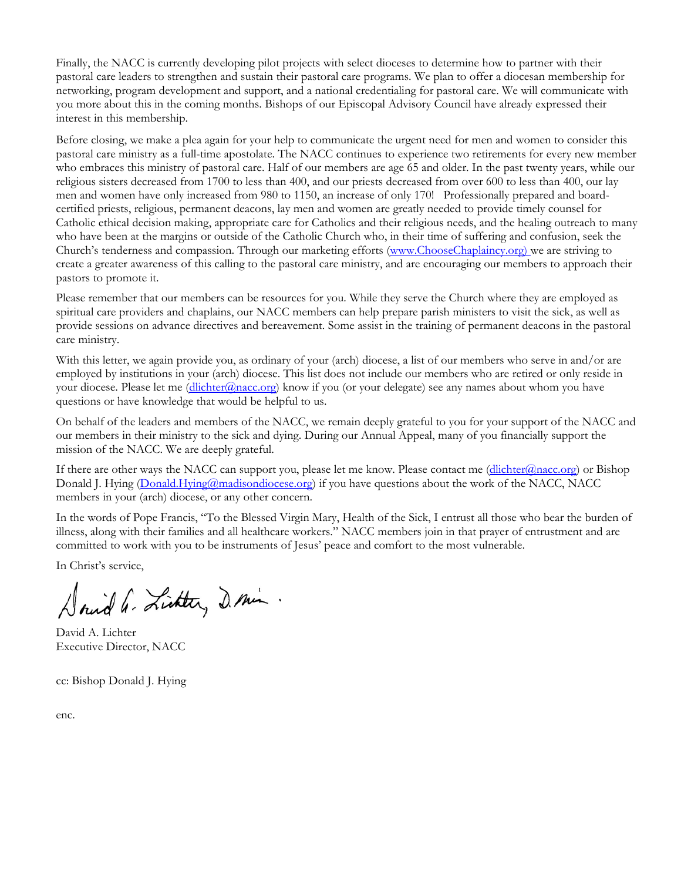Finally, the NACC is currently developing pilot projects with select dioceses to determine how to partner with their pastoral care leaders to strengthen and sustain their pastoral care programs. We plan to offer a diocesan membership for networking, program development and support, and a national credentialing for pastoral care. We will communicate with you more about this in the coming months. Bishops of our Episcopal Advisory Council have already expressed their interest in this membership.

Before closing, we make a plea again for your help to communicate the urgent need for men and women to consider this pastoral care ministry as a full-time apostolate. The NACC continues to experience two retirements for every new member who embraces this ministry of pastoral care. Half of our members are age 65 and older. In the past twenty years, while our religious sisters decreased from 1700 to less than 400, and our priests decreased from over 600 to less than 400, our lay men and women have only increased from 980 to 1150, an increase of only 170! Professionally prepared and board-certified priests, religious, permanent deacons, lay men and women are greatly needed to provide timely counsel for Catholic ethical decision making, appropriate care for Catholics and their religious needs, and the healing outreach to many who have been at the margins or outside of the Catholic Church who, in their time of suffering and confusion, seek the Church's tenderness and compassion. Through our marketing efforts (www.ChooseChaplaincy.org) we are striving to create a greater awareness of this calling to the pastoral care ministry, and are encouraging our members to approach their pastors to promote it.

Please remember that our members can be resources for you. While they serve the Church where they are employed as spiritual care providers and chaplains, our NACC members can help prepare parish ministers to visit the sick, as well as provide sessions on advance directives and bereavement. Some assist in the training of permanent deacons in the pastoral care ministry.

With this letter, we again provide you, as ordinary of your (arch) diocese, a list of our members who serve in and/or are employed by institutions in your (arch) diocese. This list does not include our members who are retired or only reside in your diocese. Please let me (dlichter@nacc.org) know if you (or your delegate) see any names about whom you have questions or have knowledge that would be helpful to us.

On behalf of the leaders and members of the NACC, we remain deeply grateful to you for your support of the NACC and our members in their ministry to the sick and dying. During our Annual Appeal, many of you financially support the mission of the NACC. We are deeply grateful.

If there are other ways the NACC can support you, please let me know. Please contact me (dlichter@nacc.org) or Bishop Donald J. Hying (Donald.Hying@madisondiocese.org) if you have questions about the work of the NACC, NACC members in your (arch) diocese, or any other concern.

In the words of Pope Francis, "To the Blessed Virgin Mary, Health of the Sick, I entrust all those who bear the burden of illness, along with their families and all healthcare workers." NACC members join in that prayer of entrustment and are committed to work with you to be instruments of Jesus' peace and comfort to the most vulnerable.

In Christ's service,

David A. Lichter, D.Min.

David A. Lichter
Executive Director, NACC

cc: Bishop Donald J. Hying

enc.